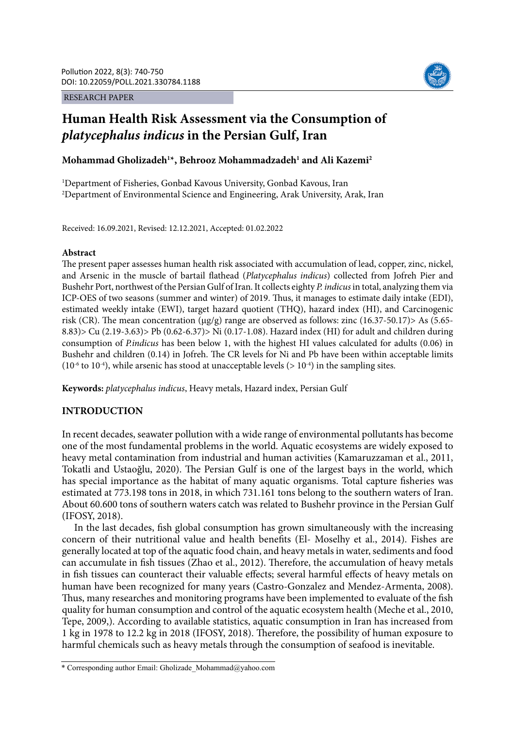RESEARCH PAPER

# Human Health Risk Assessment via the Consumption of *platycephalus indicus* in the Persian Gulf, Iran

**Mohammad Gholizadeh[1*], Behrooz Mohammadzadeh[1] and Ali Kazemi[2]**

[1]Department of Fisheries, Gonbad Kavous University, Gonbad Kavous, Iran
[2]Department of Environmental Science and Engineering, Arak University, Arak, Iran

Received: 16.09.2021, Revised: 12.12.2021, Accepted: 01.02.2022

## Abstract

The present paper assesses human health risk associated with accumulation of lead, copper, zinc, nickel, and Arsenic in the muscle of bartail flathead (*Platycephalus indicus*) collected from Jofreh Pier and Bushehr Port, northwest of the Persian Gulf of Iran. It collects eighty *P. indicus* in total, analyzing them via ICP-OES of two seasons (summer and winter) of 2019. Thus, it manages to estimate daily intake (EDI), estimated weekly intake (EWI), target hazard quotient (THQ), hazard index (HI), and Carcinogenic risk (CR). The mean concentration (μg/g) range are observed as follows: zinc (16.37-50.17)> As (5.65-8.83)> Cu (2.19-3.63)> Pb (0.62-6.37)> Ni (0.17-1.08). Hazard index (HI) for adult and children during consumption of *P.indicus* has been below 1, with the highest HI values calculated for adults (0.06) in Bushehr and children (0.14) in Jofreh. The CR levels for Ni and Pb have been within acceptable limits ($10^{-6}$ to $10^{-4}$), while arsenic has stood at unacceptable levels ($> 10^{-4}$) in the sampling sites.

**Keywords:** *platycephalus indicus*, Heavy metals, Hazard index, Persian Gulf

## INTRODUCTION

In recent decades, seawater pollution with a wide range of environmental pollutants has become one of the most fundamental problems in the world. Aquatic ecosystems are widely exposed to heavy metal contamination from industrial and human activities (Kamaruzzaman et al., 2011, Tokatli and Ustaoğlu, 2020). The Persian Gulf is one of the largest bays in the world, which has special importance as the habitat of many aquatic organisms. Total capture fisheries was estimated at 773.198 tons in 2018, in which 731.161 tons belong to the southern waters of Iran. About 60.600 tons of southern waters catch was related to Bushehr province in the Persian Gulf (IFOSY, 2018).

In the last decades, fish global consumption has grown simultaneously with the increasing concern of their nutritional value and health benefits (El- Moselhy et al., 2014). Fishes are generally located at top of the aquatic food chain, and heavy metals in water, sediments and food can accumulate in fish tissues (Zhao et al., 2012). Therefore, the accumulation of heavy metals in fish tissues can counteract their valuable effects; several harmful effects of heavy metals on human have been recognized for many years (Castro-Gonzalez and Mendez-Armenta, 2008). Thus, many researches and monitoring programs have been implemented to evaluate of the fish quality for human consumption and control of the aquatic ecosystem health (Meche et al., 2010, Tepe, 2009,). According to available statistics, aquatic consumption in Iran has increased from 1 kg in 1978 to 12.2 kg in 2018 (IFOSY, 2018). Therefore, the possibility of human exposure to harmful chemicals such as heavy metals through the consumption of seafood is inevitable.

* Corresponding author Email: Gholizade_Mohammad@yahoo.com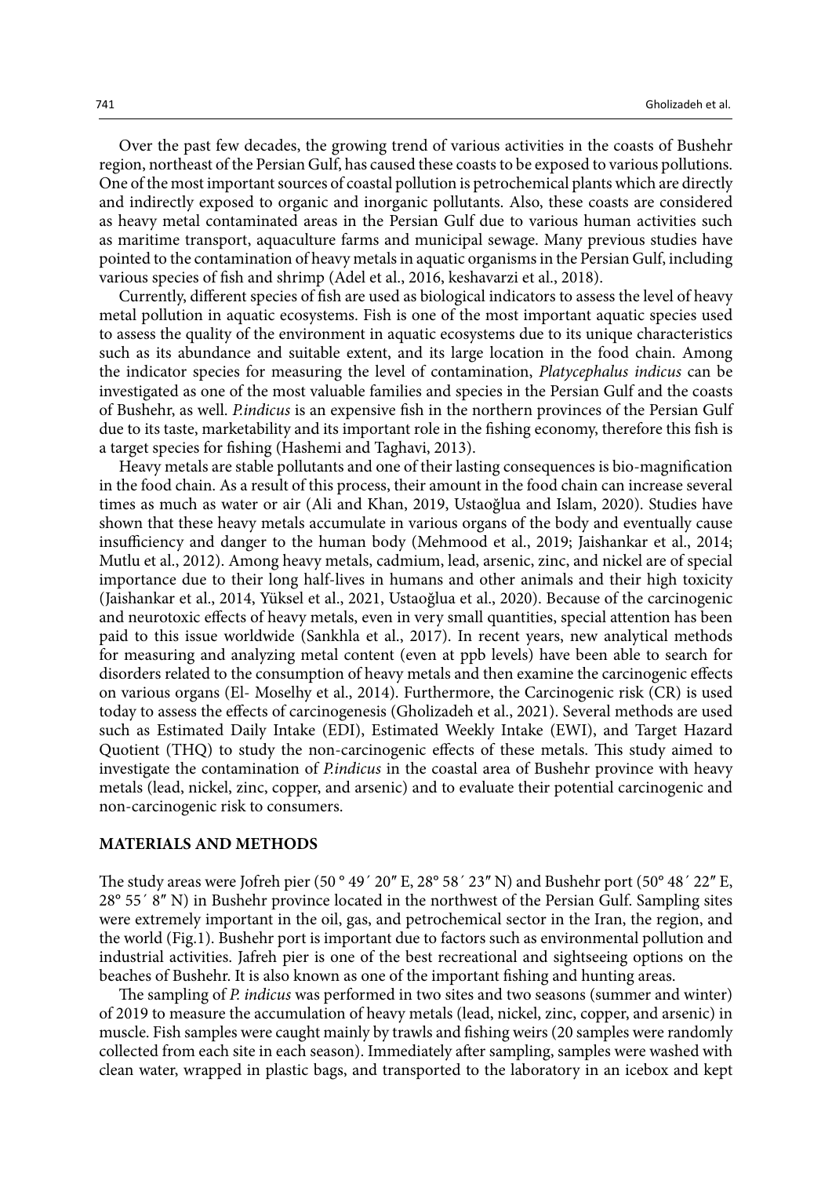Over the past few decades, the growing trend of various activities in the coasts of Bushehr region, northeast of the Persian Gulf, has caused these coasts to be exposed to various pollutions. One of the most important sources of coastal pollution is petrochemical plants which are directly and indirectly exposed to organic and inorganic pollutants. Also, these coasts are considered as heavy metal contaminated areas in the Persian Gulf due to various human activities such as maritime transport, aquaculture farms and municipal sewage. Many previous studies have pointed to the contamination of heavy metals in aquatic organisms in the Persian Gulf, including various species of fish and shrimp (Adel et al., 2016, keshavarzi et al., 2018).

Currently, different species of fish are used as biological indicators to assess the level of heavy metal pollution in aquatic ecosystems. Fish is one of the most important aquatic species used to assess the quality of the environment in aquatic ecosystems due to its unique characteristics such as its abundance and suitable extent, and its large location in the food chain. Among the indicator species for measuring the level of contamination, *Platycephalus indicus* can be investigated as one of the most valuable families and species in the Persian Gulf and the coasts of Bushehr, as well. *P.indicus* is an expensive fish in the northern provinces of the Persian Gulf due to its taste, marketability and its important role in the fishing economy, therefore this fish is a target species for fishing (Hashemi and Taghavi, 2013).

Heavy metals are stable pollutants and one of their lasting consequences is bio-magnification in the food chain. As a result of this process, their amount in the food chain can increase several times as much as water or air (Ali and Khan, 2019, Ustaoğlua and Islam, 2020). Studies have shown that these heavy metals accumulate in various organs of the body and eventually cause insufficiency and danger to the human body (Mehmood et al., 2019; Jaishankar et al., 2014; Mutlu et al., 2012). Among heavy metals, cadmium, lead, arsenic, zinc, and nickel are of special importance due to their long half-lives in humans and other animals and their high toxicity (Jaishankar et al., 2014, Yüksel et al., 2021, Ustaoğlua et al., 2020). Because of the carcinogenic and neurotoxic effects of heavy metals, even in very small quantities, special attention has been paid to this issue worldwide (Sankhla et al., 2017). In recent years, new analytical methods for measuring and analyzing metal content (even at ppb levels) have been able to search for disorders related to the consumption of heavy metals and then examine the carcinogenic effects on various organs (El- Moselhy et al., 2014). Furthermore, the Carcinogenic risk (CR) is used today to assess the effects of carcinogenesis (Gholizadeh et al., 2021). Several methods are used such as Estimated Daily Intake (EDI), Estimated Weekly Intake (EWI), and Target Hazard Quotient (THQ) to study the non-carcinogenic effects of these metals. This study aimed to investigate the contamination of *P.indicus* in the coastal area of Bushehr province with heavy metals (lead, nickel, zinc, copper, and arsenic) and to evaluate their potential carcinogenic and non-carcinogenic risk to consumers.

## MATERIALS AND METHODS

The study areas were Jofreh pier (50 ° 49´ 20″ E, 28° 58´ 23″ N) and Bushehr port (50° 48´ 22″ E, 28° 55´ 8″ N) in Bushehr province located in the northwest of the Persian Gulf. Sampling sites were extremely important in the oil, gas, and petrochemical sector in the Iran, the region, and the world (Fig.1). Bushehr port is important due to factors such as environmental pollution and industrial activities. Jafreh pier is one of the best recreational and sightseeing options on the beaches of Bushehr. It is also known as one of the important fishing and hunting areas.

The sampling of *P. indicus* was performed in two sites and two seasons (summer and winter) of 2019 to measure the accumulation of heavy metals (lead, nickel, zinc, copper, and arsenic) in muscle. Fish samples were caught mainly by trawls and fishing weirs (20 samples were randomly collected from each site in each season). Immediately after sampling, samples were washed with clean water, wrapped in plastic bags, and transported to the laboratory in an icebox and kept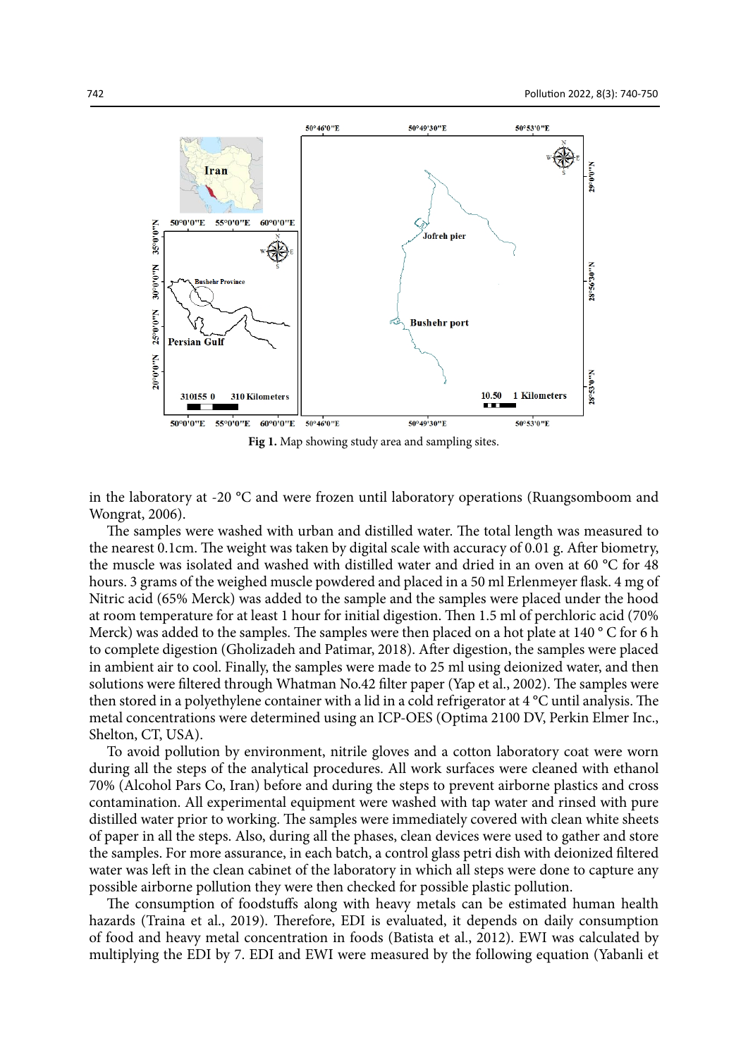**Fig 1.** Map showing study area and sampling sites.

in the laboratory at -20 °C and were frozen until laboratory operations (Ruangsomboom and Wongrat, 2006).

The samples were washed with urban and distilled water. The total length was measured to the nearest 0.1cm. The weight was taken by digital scale with accuracy of 0.01 g. After biometry, the muscle was isolated and washed with distilled water and dried in an oven at 60 °C for 48 hours. 3 grams of the weighed muscle powdered and placed in a 50 ml Erlenmeyer flask. 4 mg of Nitric acid (65% Merck) was added to the sample and the samples were placed under the hood at room temperature for at least 1 hour for initial digestion. Then 1.5 ml of perchloric acid (70% Merck) was added to the samples. The samples were then placed on a hot plate at 140 ° C for 6 h to complete digestion (Gholizadeh and Patimar, 2018). After digestion, the samples were placed in ambient air to cool. Finally, the samples were made to 25 ml using deionized water, and then solutions were filtered through Whatman No.42 filter paper (Yap et al., 2002). The samples were then stored in a polyethylene container with a lid in a cold refrigerator at 4 °C until analysis. The metal concentrations were determined using an ICP-OES (Optima 2100 DV, Perkin Elmer Inc., Shelton, CT, USA).

To avoid pollution by environment, nitrile gloves and a cotton laboratory coat were worn during all the steps of the analytical procedures. All work surfaces were cleaned with ethanol 70% (Alcohol Pars Co, Iran) before and during the steps to prevent airborne plastics and cross contamination. All experimental equipment were washed with tap water and rinsed with pure distilled water prior to working. The samples were immediately covered with clean white sheets of paper in all the steps. Also, during all the phases, clean devices were used to gather and store the samples. For more assurance, in each batch, a control glass petri dish with deionized filtered water was left in the clean cabinet of the laboratory in which all steps were done to capture any possible airborne pollution they were then checked for possible plastic pollution.

The consumption of foodstuffs along with heavy metals can be estimated human health hazards (Traina et al., 2019). Therefore, EDI is evaluated, it depends on daily consumption of food and heavy metal concentration in foods (Batista et al., 2012). EWI was calculated by multiplying the EDI by 7. EDI and EWI were measured by the following equation (Yabanli et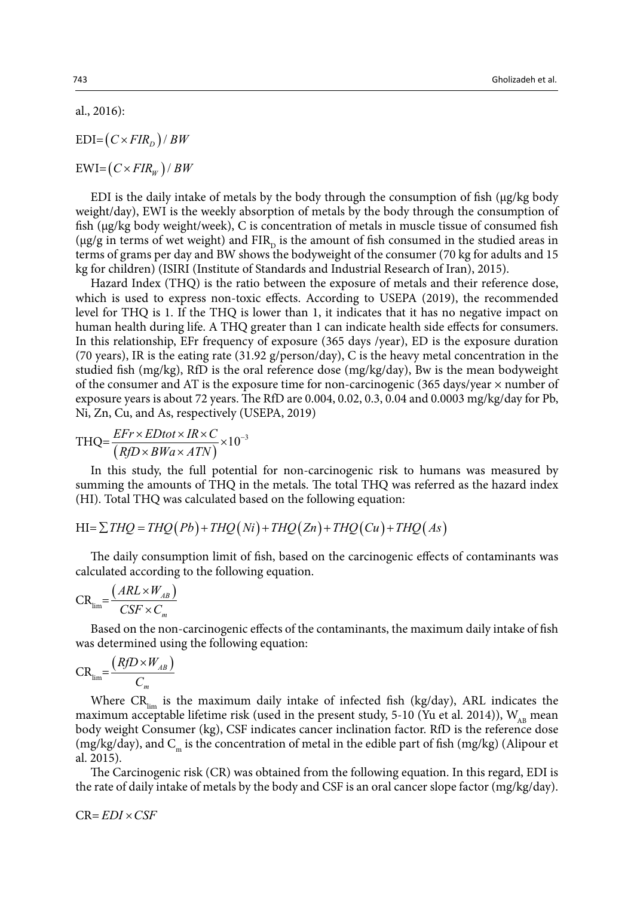al., 2016):

$$\text{EDI}=\left(C\times FIR_{D}\right)/\,BW$$

$$\text{EWI}=\left(C\times FIR_{W}\right)/\,BW$$

EDI is the daily intake of metals by the body through the consumption of fish (μg/kg body weight/day), EWI is the weekly absorption of metals by the body through the consumption of fish (μg/kg body weight/week), C is concentration of metals in muscle tissue of consumed fish (μg/g in terms of wet weight) and $FIR_D$ is the amount of fish consumed in the studied areas in terms of grams per day and BW shows the bodyweight of the consumer (70 kg for adults and 15 kg for children) (ISIRI (Institute of Standards and Industrial Research of Iran), 2015).

Hazard Index (THQ) is the ratio between the exposure of metals and their reference dose, which is used to express non-toxic effects. According to USEPA (2019), the recommended level for THQ is 1. If the THQ is lower than 1, it indicates that it has no negative impact on human health during life. A THQ greater than 1 can indicate health side effects for consumers. In this relationship, EFr frequency of exposure (365 days /year), ED is the exposure duration (70 years), IR is the eating rate (31.92 g/person/day), C is the heavy metal concentration in the studied fish (mg/kg), RfD is the oral reference dose (mg/kg/day), Bw is the mean bodyweight of the consumer and AT is the exposure time for non-carcinogenic (365 days/year × number of exposure years is about 72 years. The RfD are 0.004, 0.02, 0.3, 0.04 and 0.0003 mg/kg/day for Pb, Ni, Zn, Cu, and As, respectively (USEPA, 2019)

$$\text{THQ}=\frac{EFr\times EDtot\times IR\times C}{\left(RfD\times BWa\times ATN\right)}\times 10^{-3}$$

In this study, the full potential for non-carcinogenic risk to humans was measured by summing the amounts of THQ in the metals. The total THQ was referred as the hazard index (HI). Total THQ was calculated based on the following equation:

$$\text{HI}=\sum THQ=THQ\left(Pb\right)+THQ\left(Ni\right)+THQ\left(Zn\right)+THQ\left(Cu\right)+THQ\left(As\right)$$

The daily consumption limit of fish, based on the carcinogenic effects of contaminants was calculated according to the following equation.

$$\text{CR}_{\text{lim}}=\frac{\left(ARL\times W_{AB}\right)}{CSF\times C_{m}}$$

Based on the non-carcinogenic effects of the contaminants, the maximum daily intake of fish was determined using the following equation:

$$\text{CR}_{\text{lim}}=\frac{\left(RfD\times W_{AB}\right)}{C_{m}}$$

Where $CR_{lim}$ is the maximum daily intake of infected fish (kg/day), ARL indicates the maximum acceptable lifetime risk (used in the present study, 5-10 (Yu et al. 2014)), $W_{AB}$ mean body weight Consumer (kg), CSF indicates cancer inclination factor. RfD is the reference dose (mg/kg/day), and $C_m$ is the concentration of metal in the edible part of fish (mg/kg) (Alipour et al. 2015).

The Carcinogenic risk (CR) was obtained from the following equation. In this regard, EDI is the rate of daily intake of metals by the body and CSF is an oral cancer slope factor (mg/kg/day).

$$\text{CR}=EDI\times CSF$$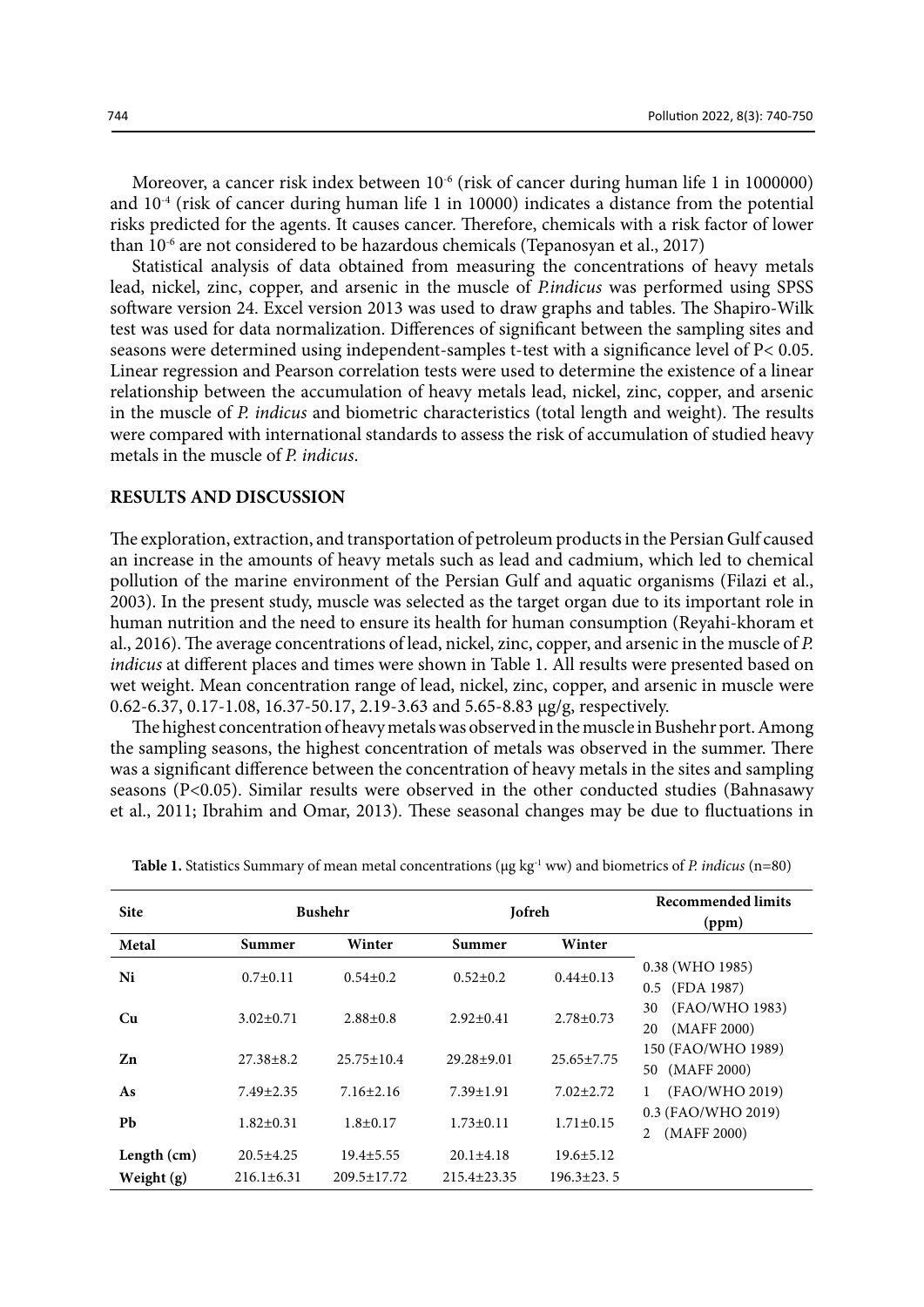Moreover, a cancer risk index between $10^{-6}$ (risk of cancer during human life 1 in 1000000) and $10^{-4}$ (risk of cancer during human life 1 in 10000) indicates a distance from the potential risks predicted for the agents. It causes cancer. Therefore, chemicals with a risk factor of lower than $10^{-6}$ are not considered to be hazardous chemicals (Tepanosyan et al., 2017)

Statistical analysis of data obtained from measuring the concentrations of heavy metals lead, nickel, zinc, copper, and arsenic in the muscle of *P.indicus* was performed using SPSS software version 24. Excel version 2013 was used to draw graphs and tables. The Shapiro-Wilk test was used for data normalization. Differences of significant between the sampling sites and seasons were determined using independent-samples t-test with a significance level of $P< 0.05$. Linear regression and Pearson correlation tests were used to determine the existence of a linear relationship between the accumulation of heavy metals lead, nickel, zinc, copper, and arsenic in the muscle of *P. indicus* and biometric characteristics (total length and weight). The results were compared with international standards to assess the risk of accumulation of studied heavy metals in the muscle of *P. indicus*.

## RESULTS AND DISCUSSION

The exploration, extraction, and transportation of petroleum products in the Persian Gulf caused an increase in the amounts of heavy metals such as lead and cadmium, which led to chemical pollution of the marine environment of the Persian Gulf and aquatic organisms (Filazi et al., 2003). In the present study, muscle was selected as the target organ due to its important role in human nutrition and the need to ensure its health for human consumption (Reyahi-khoram et al., 2016). The average concentrations of lead, nickel, zinc, copper, and arsenic in the muscle of *P. indicus* at different places and times were shown in Table 1. All results were presented based on wet weight. Mean concentration range of lead, nickel, zinc, copper, and arsenic in muscle were 0.62-6.37, 0.17-1.08, 16.37-50.17, 2.19-3.63 and 5.65-8.83 µg/g, respectively.

The highest concentration of heavy metals was observed in the muscle in Bushehr port. Among the sampling seasons, the highest concentration of metals was observed in the summer. There was a significant difference between the concentration of heavy metals in the sites and sampling seasons ($P<0.05$). Similar results were observed in the other conducted studies (Bahnasawy et al., 2011; Ibrahim and Omar, 2013). These seasonal changes may be due to fluctuations in

**Table 1.** Statistics Summary of mean metal concentrations (µg $kg^{-1}$ ww) and biometrics of *P. indicus* (n=80)

| Site | Bushehr | | Jofreh | | Recommended limits (ppm) |
|---|---|---|---|---|---|
| Metal | Summer | Winter | Summer | Winter | |
| Ni | 0.7±0.11 | 0.54±0.2 | 0.52±0.2 | 0.44±0.13 | 0.38 (WHO 1985)<br>0.5 (FDA 1987) |
| Cu | 3.02±0.71 | 2.88±0.8 | 2.92±0.41 | 2.78±0.73 | 30 (FAO/WHO 1983)<br>20 (MAFF 2000) |
| Zn | 27.38±8.2 | 25.75±10.4 | 29.28±9.01 | 25.65±7.75 | 150 (FAO/WHO 1989)<br>50 (MAFF 2000) |
| As | 7.49±2.35 | 7.16±2.16 | 7.39±1.91 | 7.02±2.72 | 1 (FAO/WHO 2019) |
| Pb | 1.82±0.31 | 1.8±0.17 | 1.73±0.11 | 1.71±0.15 | 0.3 (FAO/WHO 2019)<br>2 (MAFF 2000) |
| Length (cm) | 20.5±4.25 | 19.4±5.55 | 20.1±4.18 | 19.6±5.12 | |
| Weight (g) | 216.1±6.31 | 209.5±17.72 | 215.4±23.35 | 196.3±23. 5 | |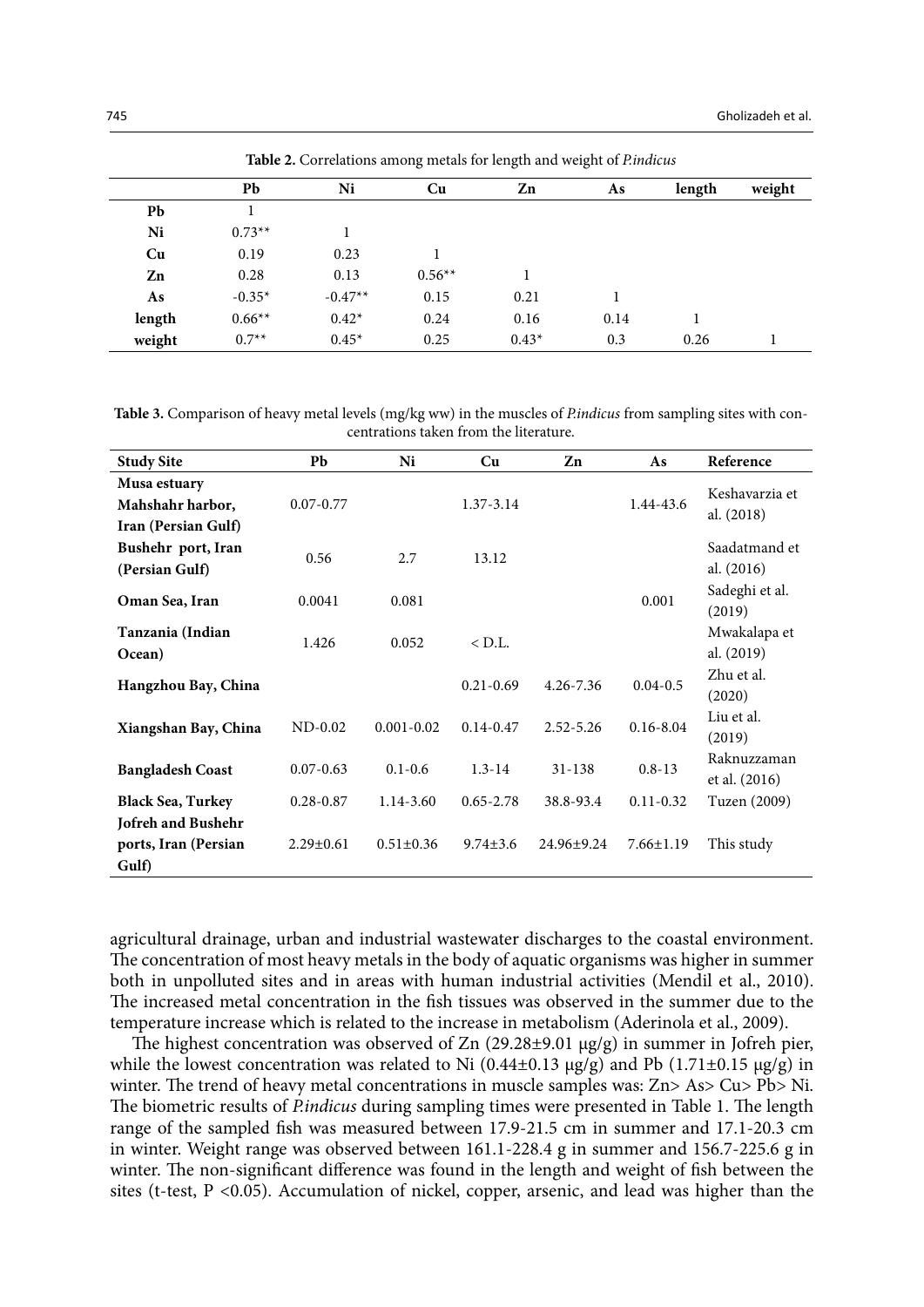**Table 2.** Correlations among metals for length and weight of *P.indicus*

| | Pb | Ni | Cu | Zn | As | length | weight |
|---|---|---|---|---|---|---|---|
| **Pb** | 1 | | | | | | |
| **Ni** | 0.73** | 1 | | | | | |
| **Cu** | 0.19 | 0.23 | 1 | | | | |
| **Zn** | 0.28 | 0.13 | 0.56** | 1 | | | |
| **As** | -0.35* | -0.47** | 0.15 | 0.21 | 1 | | |
| **length** | 0.66** | 0.42* | 0.24 | 0.16 | 0.14 | 1 | |
| **weight** | 0.7** | 0.45* | 0.25 | 0.43* | 0.3 | 0.26 | 1 |

**Table 3.** Comparison of heavy metal levels (mg/kg ww) in the muscles of *P.indicus* from sampling sites with concentrations taken from the literature.

| Study Site | Pb | Ni | Cu | Zn | As | Reference |
|---|---|---|---|---|---|---|
| **Musa estuary Mahshahr harbor, Iran (Persian Gulf)** | 0.07-0.77 | | 1.37-3.14 | | 1.44-43.6 | Keshavarzia et al. (2018) |
| **Bushehr port, Iran (Persian Gulf)** | 0.56 | 2.7 | 13.12 | | | Saadatmand et al. (2016) |
| **Oman Sea, Iran** | 0.0041 | 0.081 | | | 0.001 | Sadeghi et al. (2019) |
| **Tanzania (Indian Ocean)** | 1.426 | 0.052 | < D.L. | | | Mwakalapa et al. (2019) |
| **Hangzhou Bay, China** | | | 0.21-0.69 | 4.26-7.36 | 0.04-0.5 | Zhu et al. (2020) |
| **Xiangshan Bay, China** | ND-0.02 | 0.001-0.02 | 0.14-0.47 | 2.52-5.26 | 0.16-8.04 | Liu et al. (2019) |
| **Bangladesh Coast** | 0.07-0.63 | 0.1-0.6 | 1.3-14 | 31-138 | 0.8-13 | Raknuzzaman et al. (2016) |
| **Black Sea, Turkey** | 0.28-0.87 | 1.14-3.60 | 0.65-2.78 | 38.8-93.4 | 0.11-0.32 | Tuzen (2009) |
| **Jofreh and Bushehr ports, Iran (Persian Gulf)** | 2.29±0.61 | 0.51±0.36 | 9.74±3.6 | 24.96±9.24 | 7.66±1.19 | This study |

agricultural drainage, urban and industrial wastewater discharges to the coastal environment. The concentration of most heavy metals in the body of aquatic organisms was higher in summer both in unpolluted sites and in areas with human industrial activities (Mendil et al., 2010). The increased metal concentration in the fish tissues was observed in the summer due to the temperature increase which is related to the increase in metabolism (Aderinola et al., 2009).

The highest concentration was observed of Zn (29.28±9.01 μg/g) in summer in Jofreh pier, while the lowest concentration was related to Ni (0.44±0.13 μg/g) and Pb (1.71±0.15 μg/g) in winter. The trend of heavy metal concentrations in muscle samples was: Zn> As> Cu> Pb> Ni. The biometric results of *P.indicus* during sampling times were presented in Table 1. The length range of the sampled fish was measured between 17.9-21.5 cm in summer and 17.1-20.3 cm in winter. Weight range was observed between 161.1-228.4 g in summer and 156.7-225.6 g in winter. The non-significant difference was found in the length and weight of fish between the sites (t-test, $P < 0.05$). Accumulation of nickel, copper, arsenic, and lead was higher than the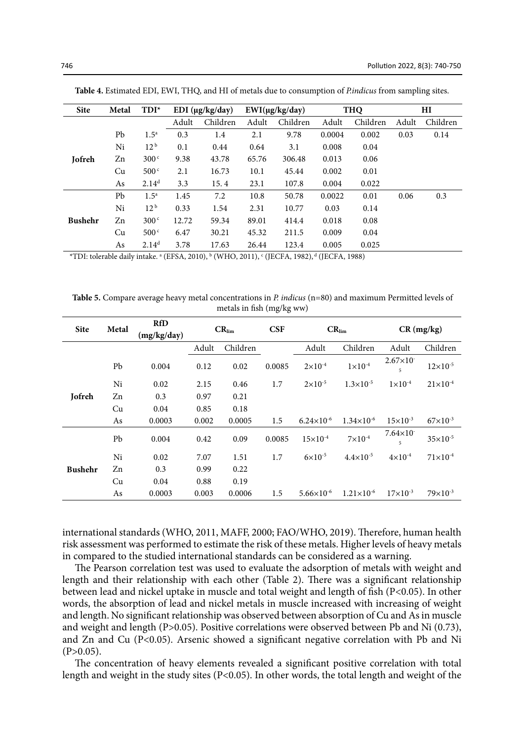**Table 4.** Estimated EDI, EWI, THQ, and HI of metals due to consumption of *P.indicus* from sampling sites.

| Site | Metal | TDI* | EDI (μg/kg/day) | | EWI(μg/kg/day) | | THQ | | HI | |
|---|---|---|---|---|---|---|---|---|---|---|
| | | | Adult | Children | Adult | Children | Adult | Children | Adult | Children |
| Jofreh | Pb | 1.5[a] | 0.3 | 1.4 | 2.1 | 9.78 | 0.0004 | 0.002 | 0.03 | 0.14 |
| | Ni | 12[b] | 0.1 | 0.44 | 0.64 | 3.1 | 0.008 | 0.04 | | |
| | Zn | 300[c] | 9.38 | 43.78 | 65.76 | 306.48 | 0.013 | 0.06 | | |
| | Cu | 500[c] | 2.1 | 16.73 | 10.1 | 45.44 | 0.002 | 0.01 | | |
| | As | 2.14[d] | 3.3 | 15. 4 | 23.1 | 107.8 | 0.004 | 0.022 | | |
| Bushehr | Pb | 1.5[a] | 1.45 | 7.2 | 10.8 | 50.78 | 0.0022 | 0.01 | 0.06 | 0.3 |
| | Ni | 12[b] | 0.33 | 1.54 | 2.31 | 10.77 | 0.03 | 0.14 | | |
| | Zn | 300[c] | 12.72 | 59.34 | 89.01 | 414.4 | 0.018 | 0.08 | | |
| | Cu | 500[c] | 6.47 | 30.21 | 45.32 | 211.5 | 0.009 | 0.04 | | |
| | As | 2.14[d] | 3.78 | 17.63 | 26.44 | 123.4 | 0.005 | 0.025 | | |

*TDI: tolerable daily intake. [a] (EFSA, 2010), [b] (WHO, 2011), [c] (JECFA, 1982), [d] (JECFA, 1988)

**Table 5.** Compare average heavy metal concentrations in *P. indicus* (n=80) and maximum Permitted levels of metals in fish (mg/kg ww)

| Site | Metal | RfD (mg/kg/day) | $CR_{lim}$ | | CSF | $CR_{lim}$ | | CR (mg/kg) | |
|---|---|---|---|---|---|---|---|---|---|
| | | | Adult | Children | | Adult | Children | Adult | Children |
| Jofreh | Pb | 0.004 | 0.12 | 0.02 | 0.0085 | $2\times10^{-4}$ | $1\times10^{-4}$ | $2.67\times10^{-5}$ | $12\times10^{-5}$ |
| | Ni | 0.02 | 2.15 | 0.46 | 1.7 | $2\times10^{-5}$ | $1.3\times10^{-5}$ | $1\times10^{-4}$ | $21\times10^{-4}$ |
| | Zn | 0.3 | 0.97 | 0.21 | | | | | |
| | Cu | 0.04 | 0.85 | 0.18 | | | | | |
| | As | 0.0003 | 0.002 | 0.0005 | 1.5 | $6.24\times10^{-6}$ | $1.34\times10^{-6}$ | $15\times10^{-3}$ | $67\times10^{-3}$ |
| Bushehr | Pb | 0.004 | 0.42 | 0.09 | 0.0085 | $15\times10^{-4}$ | $7\times10^{-4}$ | $7.64\times10^{-5}$ | $35\times10^{-5}$ |
| | Ni | 0.02 | 7.07 | 1.51 | 1.7 | $6\times10^{-5}$ | $4.4\times10^{-5}$ | $4\times10^{-4}$ | $71\times10^{-4}$ |
| | Zn | 0.3 | 0.99 | 0.22 | | | | | |
| | Cu | 0.04 | 0.88 | 0.19 | | | | | |
| | As | 0.0003 | 0.003 | 0.0006 | 1.5 | $5.66\times10^{-6}$ | $1.21\times10^{-6}$ | $17\times10^{-3}$ | $79\times10^{-3}$ |

international standards (WHO, 2011, MAFF, 2000; FAO/WHO, 2019). Therefore, human health risk assessment was performed to estimate the risk of these metals. Higher levels of heavy metals in compared to the studied international standards can be considered as a warning.

The Pearson correlation test was used to evaluate the adsorption of metals with weight and length and their relationship with each other (Table 2). There was a significant relationship between lead and nickel uptake in muscle and total weight and length of fish ($P<0.05$). In other words, the absorption of lead and nickel metals in muscle increased with increasing of weight and length. No significant relationship was observed between absorption of Cu and As in muscle and weight and length ($P>0.05$). Positive correlations were observed between Pb and Ni (0.73), and Zn and Cu ($P<0.05$). Arsenic showed a significant negative correlation with Pb and Ni ($P>0.05$).

The concentration of heavy elements revealed a significant positive correlation with total length and weight in the study sites ($P<0.05$). In other words, the total length and weight of the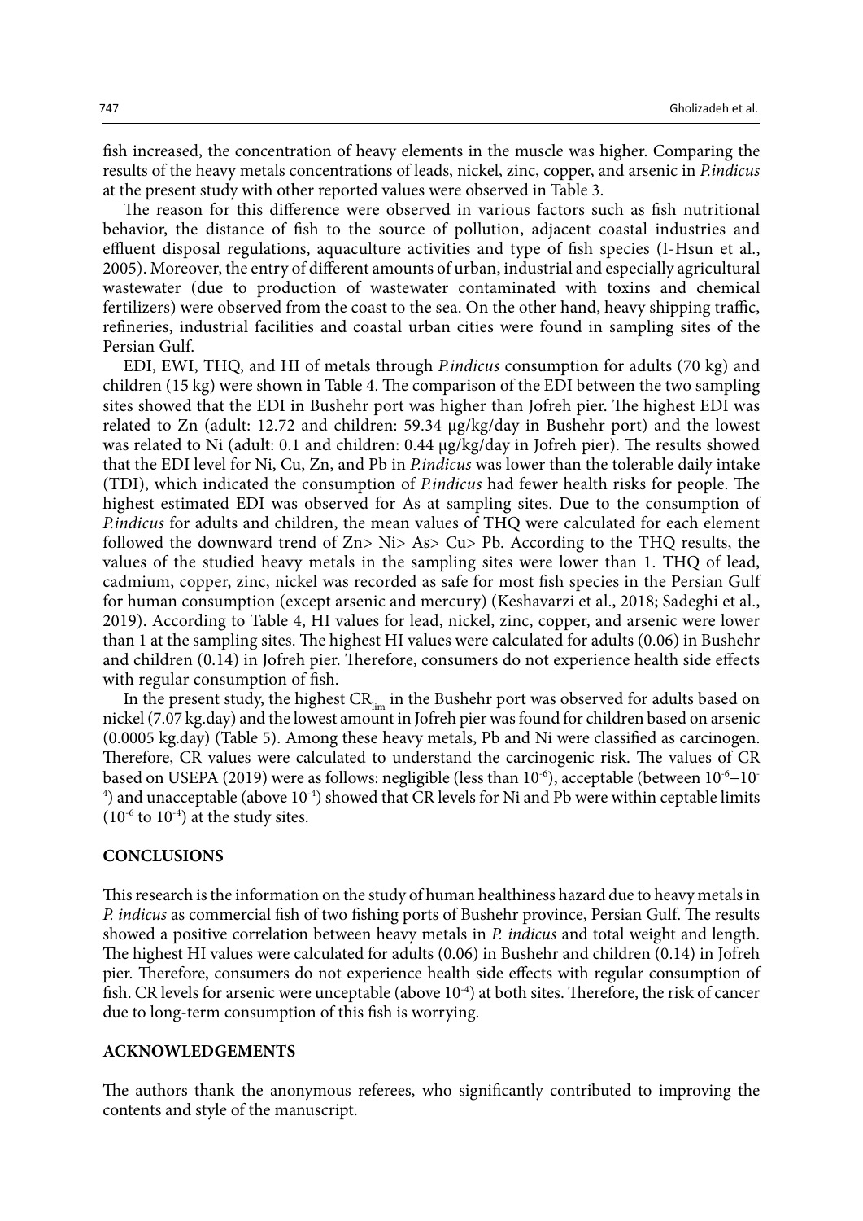fish increased, the concentration of heavy elements in the muscle was higher. Comparing the results of the heavy metals concentrations of leads, nickel, zinc, copper, and arsenic in *P.indicus* at the present study with other reported values were observed in Table 3.

The reason for this difference were observed in various factors such as fish nutritional behavior, the distance of fish to the source of pollution, adjacent coastal industries and effluent disposal regulations, aquaculture activities and type of fish species (I-Hsun et al., 2005). Moreover, the entry of different amounts of urban, industrial and especially agricultural wastewater (due to production of wastewater contaminated with toxins and chemical fertilizers) were observed from the coast to the sea. On the other hand, heavy shipping traffic, refineries, industrial facilities and coastal urban cities were found in sampling sites of the Persian Gulf.

EDI, EWI, THQ, and HI of metals through *P.indicus* consumption for adults (70 kg) and children (15 kg) were shown in Table 4. The comparison of the EDI between the two sampling sites showed that the EDI in Bushehr port was higher than Jofreh pier. The highest EDI was related to Zn (adult: 12.72 and children: 59.34 μg/kg/day in Bushehr port) and the lowest was related to Ni (adult: 0.1 and children: 0.44 μg/kg/day in Jofreh pier). The results showed that the EDI level for Ni, Cu, Zn, and Pb in *P.indicus* was lower than the tolerable daily intake (TDI), which indicated the consumption of *P.indicus* had fewer health risks for people. The highest estimated EDI was observed for As at sampling sites. Due to the consumption of *P.indicus* for adults and children, the mean values of THQ were calculated for each element followed the downward trend of Zn> Ni> As> Cu> Pb. According to the THQ results, the values of the studied heavy metals in the sampling sites were lower than 1. THQ of lead, cadmium, copper, zinc, nickel was recorded as safe for most fish species in the Persian Gulf for human consumption (except arsenic and mercury) (Keshavarzi et al., 2018; Sadeghi et al., 2019). According to Table 4, HI values for lead, nickel, zinc, copper, and arsenic were lower than 1 at the sampling sites. The highest HI values were calculated for adults (0.06) in Bushehr and children (0.14) in Jofreh pier. Therefore, consumers do not experience health side effects with regular consumption of fish.

In the present study, the highest $CR_{lim}$ in the Bushehr port was observed for adults based on nickel (7.07 kg.day) and the lowest amount in Jofreh pier was found for children based on arsenic (0.0005 kg.day) (Table 5). Among these heavy metals, Pb and Ni were classified as carcinogen. Therefore, CR values were calculated to understand the carcinogenic risk. The values of CR based on USEPA (2019) were as follows: negligible (less than $10^{-6}$), acceptable (between $10^{-6}$–$10^{-4}$) and unacceptable (above $10^{-4}$) showed that CR levels for Ni and Pb were within ceptable limits ($10^{-6}$ to $10^{-4}$) at the study sites.

## CONCLUSIONS

This research is the information on the study of human healthiness hazard due to heavy metals in *P. indicus* as commercial fish of two fishing ports of Bushehr province, Persian Gulf. The results showed a positive correlation between heavy metals in *P. indicus* and total weight and length. The highest HI values were calculated for adults (0.06) in Bushehr and children (0.14) in Jofreh pier. Therefore, consumers do not experience health side effects with regular consumption of fish. CR levels for arsenic were unceptable (above $10^{-4}$) at both sites. Therefore, the risk of cancer due to long-term consumption of this fish is worrying.

## ACKNOWLEDGEMENTS

The authors thank the anonymous referees, who significantly contributed to improving the contents and style of the manuscript.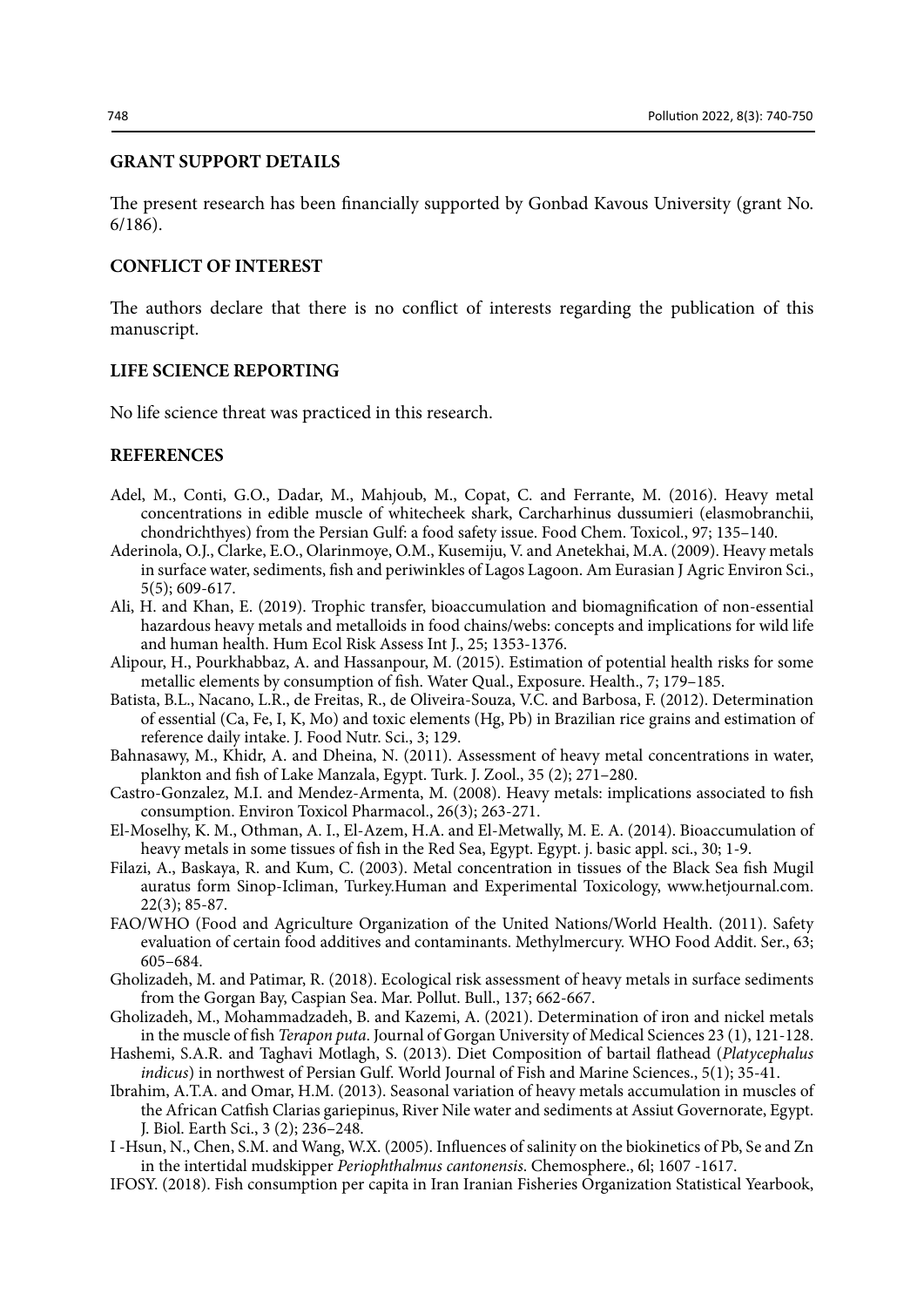## GRANT SUPPORT DETAILS

The present research has been financially supported by Gonbad Kavous University (grant No. 6/186).

## CONFLICT OF INTEREST

The authors declare that there is no conflict of interests regarding the publication of this manuscript.

## LIFE SCIENCE REPORTING

No life science threat was practiced in this research.

## REFERENCES

Adel, M., Conti, G.O., Dadar, M., Mahjoub, M., Copat, C. and Ferrante, M. (2016). Heavy metal concentrations in edible muscle of whitecheek shark, Carcharhinus dussumieri (elasmobranchii, chondrichthyes) from the Persian Gulf: a food safety issue. Food Chem. Toxicol., 97; 135–140.

Aderinola, O.J., Clarke, E.O., Olarinmoye, O.M., Kusemiju, V. and Anetekhai, M.A. (2009). Heavy metals in surface water, sediments, fish and periwinkles of Lagos Lagoon. Am Eurasian J Agric Environ Sci., 5(5); 609-617.

Ali, H. and Khan, E. (2019). Trophic transfer, bioaccumulation and biomagnification of non-essential hazardous heavy metals and metalloids in food chains/webs: concepts and implications for wild life and human health. Hum Ecol Risk Assess Int J., 25; 1353-1376.

Alipour, H., Pourkhabbaz, A. and Hassanpour, M. (2015). Estimation of potential health risks for some metallic elements by consumption of fish. Water Qual., Exposure. Health., 7; 179–185.

Batista, B.L., Nacano, L.R., de Freitas, R., de Oliveira-Souza, V.C. and Barbosa, F. (2012). Determination of essential (Ca, Fe, I, K, Mo) and toxic elements (Hg, Pb) in Brazilian rice grains and estimation of reference daily intake. J. Food Nutr. Sci., 3; 129.

Bahnasawy, M., Khidr, A. and Dheina, N. (2011). Assessment of heavy metal concentrations in water, plankton and fish of Lake Manzala, Egypt. Turk. J. Zool., 35 (2); 271–280.

Castro-Gonzalez, M.I. and Mendez-Armenta, M. (2008). Heavy metals: implications associated to fish consumption. Environ Toxicol Pharmacol., 26(3); 263-271.

El-Moselhy, K. M., Othman, A. I., El-Azem, H.A. and El-Metwally, M. E. A. (2014). Bioaccumulation of heavy metals in some tissues of fish in the Red Sea, Egypt. Egypt. j. basic appl. sci., 30; 1-9.

Filazi, A., Baskaya, R. and Kum, C. (2003). Metal concentration in tissues of the Black Sea fish Mugil auratus form Sinop-Icliman, Turkey.Human and Experimental Toxicology, www.hetjournal.com. 22(3); 85-87.

FAO/WHO (Food and Agriculture Organization of the United Nations/World Health. (2011). Safety evaluation of certain food additives and contaminants. Methylmercury. WHO Food Addit. Ser., 63; 605–684.

Gholizadeh, M. and Patimar, R. (2018). Ecological risk assessment of heavy metals in surface sediments from the Gorgan Bay, Caspian Sea. Mar. Pollut. Bull., 137; 662-667.

Gholizadeh, M., Mohammadzadeh, B. and Kazemi, A. (2021). Determination of iron and nickel metals in the muscle of fish *Terapon puta*. Journal of Gorgan University of Medical Sciences 23 (1), 121-128.

Hashemi, S.A.R. and Taghavi Motlagh, S. (2013). Diet Composition of bartail flathead (*Platycephalus indicus*) in northwest of Persian Gulf. World Journal of Fish and Marine Sciences., 5(1); 35-41.

Ibrahim, A.T.A. and Omar, H.M. (2013). Seasonal variation of heavy metals accumulation in muscles of the African Catfish Clarias gariepinus, River Nile water and sediments at Assiut Governorate, Egypt. J. Biol. Earth Sci., 3 (2); 236–248.

I -Hsun, N., Chen, S.M. and Wang, W.X. (2005). Influences of salinity on the biokinetics of Pb, Se and Zn in the intertidal mudskipper *Periophthalmus cantonensis*. Chemosphere., 6l; 1607 -1617.

IFOSY. (2018). Fish consumption per capita in Iran Iranian Fisheries Organization Statistical Yearbook,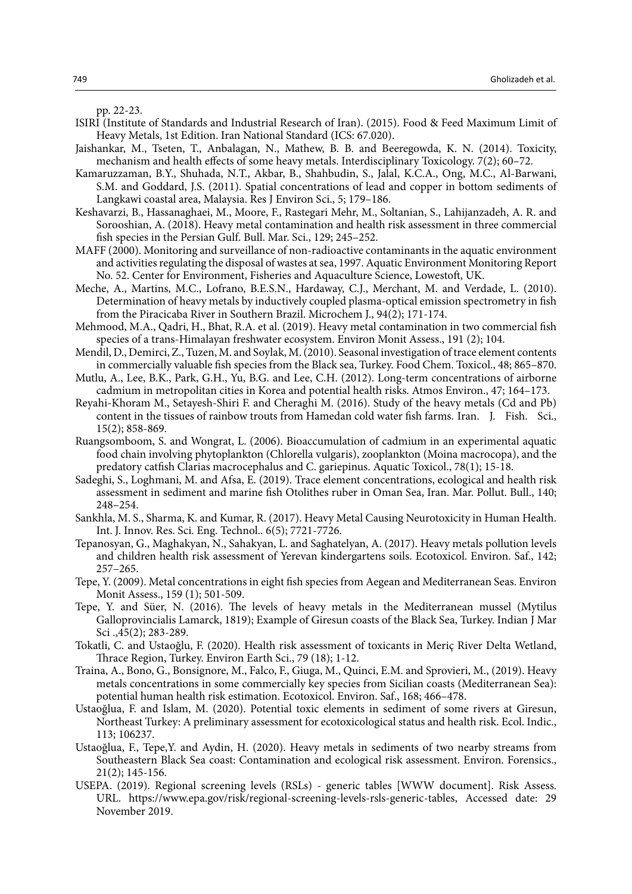pp. 22-23.

ISIRI (Institute of Standards and Industrial Research of Iran). (2015). Food & Feed Maximum Limit of Heavy Metals, 1st Edition. Iran National Standard (ICS: 67.020).

Jaishankar, M., Tseten, T., Anbalagan, N., Mathew, B. B. and Beeregowda, K. N. (2014). Toxicity, mechanism and health effects of some heavy metals. Interdisciplinary Toxicology. 7(2); 60–72.

Kamaruzzaman, B.Y., Shuhada, N.T., Akbar, B., Shahbudin, S., Jalal, K.C.A., Ong, M.C., Al-Barwani, S.M. and Goddard, J.S. (2011). Spatial concentrations of lead and copper in bottom sediments of Langkawi coastal area, Malaysia. Res J Environ Sci., 5; 179–186.

Keshavarzi, B., Hassanaghaei, M., Moore, F., Rastegari Mehr, M., Soltanian, S., Lahijanzadeh, A. R. and Sorooshian, A. (2018). Heavy metal contamination and health risk assessment in three commercial fish species in the Persian Gulf. Bull. Mar. Sci., 129; 245–252.

MAFF (2000). Monitoring and surveillance of non-radioactive contaminants in the aquatic environment and activities regulating the disposal of wastes at sea, 1997. Aquatic Environment Monitoring Report No. 52. Center for Environment, Fisheries and Aquaculture Science, Lowestoft, UK.

Meche, A., Martins, M.C., Lofrano, B.E.S.N., Hardaway, C.J., Merchant, M. and Verdade, L. (2010). Determination of heavy metals by inductively coupled plasma-optical emission spectrometry in fish from the Piracicaba River in Southern Brazil. Microchem J., 94(2); 171-174.

Mehmood, M.A., Qadri, H., Bhat, R.A. et al. (2019). Heavy metal contamination in two commercial fish species of a trans-Himalayan freshwater ecosystem. Environ Monit Assess., 191 (2); 104.

Mendil, D., Demirci, Z., Tuzen, M. and Soylak, M. (2010). Seasonal investigation of trace element contents in commercially valuable fish species from the Black sea, Turkey. Food Chem. Toxicol., 48; 865–870.

Mutlu, A., Lee, B.K., Park, G.H., Yu, B.G. and Lee, C.H. (2012). Long-term concentrations of airborne cadmium in metropolitan cities in Korea and potential health risks. Atmos Environ., 47; 164–173.

Reyahi-Khoram M., Setayesh-Shiri F. and Cheraghi M. (2016). Study of the heavy metals (Cd and Pb) content in the tissues of rainbow trouts from Hamedan cold water fish farms. Iran. J. Fish. Sci., 15(2); 858-869.

Ruangsomboom, S. and Wongrat, L. (2006). Bioaccumulation of cadmium in an experimental aquatic food chain involving phytoplankton (Chlorella vulgaris), zooplankton (Moina macrocopa), and the predatory catfish Clarias macrocephalus and C. gariepinus. Aquatic Toxicol., 78(1); 15-18.

Sadeghi, S., Loghmani, M. and Afsa, E. (2019). Trace element concentrations, ecological and health risk assessment in sediment and marine fish Otolithes ruber in Oman Sea, Iran. Mar. Pollut. Bull., 140; 248–254.

Sankhla, M. S., Sharma, K. and Kumar, R. (2017). Heavy Metal Causing Neurotoxicity in Human Health. Int. J. Innov. Res. Sci. Eng. Technol.. 6(5); 7721-7726.

Tepanosyan, G., Maghakyan, N., Sahakyan, L. and Saghatelyan, A. (2017). Heavy metals pollution levels and children health risk assessment of Yerevan kindergartens soils. Ecotoxicol. Environ. Saf., 142; 257–265.

Tepe, Y. (2009). Metal concentrations in eight fish species from Aegean and Mediterranean Seas. Environ Monit Assess., 159 (1); 501-509.

Tepe, Y. and Süer, N. (2016). The levels of heavy metals in the Mediterranean mussel (Mytilus Galloprovincialis Lamarck, 1819); Example of Giresun coasts of the Black Sea, Turkey. Indian J Mar Sci .,45(2); 283-289.

Tokatli, C. and Ustaoğlu, F. (2020). Health risk assessment of toxicants in Meriç River Delta Wetland, Thrace Region, Turkey. Environ Earth Sci., 79 (18); 1-12.

Traina, A., Bono, G., Bonsignore, M., Falco, F., Giuga, M., Quinci, E.M. and Sprovieri, M., (2019). Heavy metals concentrations in some commercially key species from Sicilian coasts (Mediterranean Sea): potential human health risk estimation. Ecotoxicol. Environ. Saf., 168; 466–478.

Ustaoğlua, F. and Islam, M. (2020). Potential toxic elements in sediment of some rivers at Giresun, Northeast Turkey: A preliminary assessment for ecotoxicological status and health risk. Ecol. Indic., 113; 106237.

Ustaoğlua, F., Tepe,Y. and Aydin, H. (2020). Heavy metals in sediments of two nearby streams from Southeastern Black Sea coast: Contamination and ecological risk assessment. Environ. Forensics., 21(2); 145-156.

USEPA. (2019). Regional screening levels (RSLs) - generic tables [WWW document]. Risk Assess. URL. https://www.epa.gov/risk/regional-screening-levels-rsls-generic-tables, Accessed date: 29 November 2019.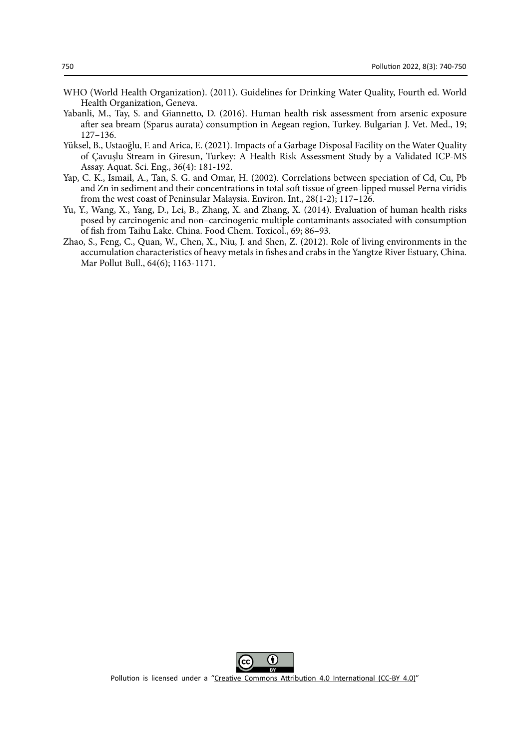WHO (World Health Organization). (2011). Guidelines for Drinking Water Quality, Fourth ed. World Health Organization, Geneva.

Yabanli, M., Tay, S. and Giannetto, D. (2016). Human health risk assessment from arsenic exposure after sea bream (Sparus aurata) consumption in Aegean region, Turkey. Bulgarian J. Vet. Med., 19; 127–136.

Yüksel, B., Ustaoğlu, F. and Arica, E. (2021). Impacts of a Garbage Disposal Facility on the Water Quality of Çavuşlu Stream in Giresun, Turkey: A Health Risk Assessment Study by a Validated ICP-MS Assay. Aquat. Sci. Eng., 36(4): 181-192.

Yap, C. K., Ismail, A., Tan, S. G. and Omar, H. (2002). Correlations between speciation of Cd, Cu, Pb and Zn in sediment and their concentrations in total soft tissue of green-lipped mussel Perna viridis from the west coast of Peninsular Malaysia. Environ. Int., 28(1-2); 117–126.

Yu, Y., Wang, X., Yang, D., Lei, B., Zhang, X. and Zhang, X. (2014). Evaluation of human health risks posed by carcinogenic and non–carcinogenic multiple contaminants associated with consumption of fish from Taihu Lake. China. Food Chem. Toxicol., 69; 86–93.

Zhao, S., Feng, C., Quan, W., Chen, X., Niu, J. and Shen, Z. (2012). Role of living environments in the accumulation characteristics of heavy metals in fishes and crabs in the Yangtze River Estuary, China. Mar Pollut Bull., 64(6); 1163-1171.

Pollution is licensed under a "Creative Commons Attribution 4.0 International (CC-BY 4.0)"